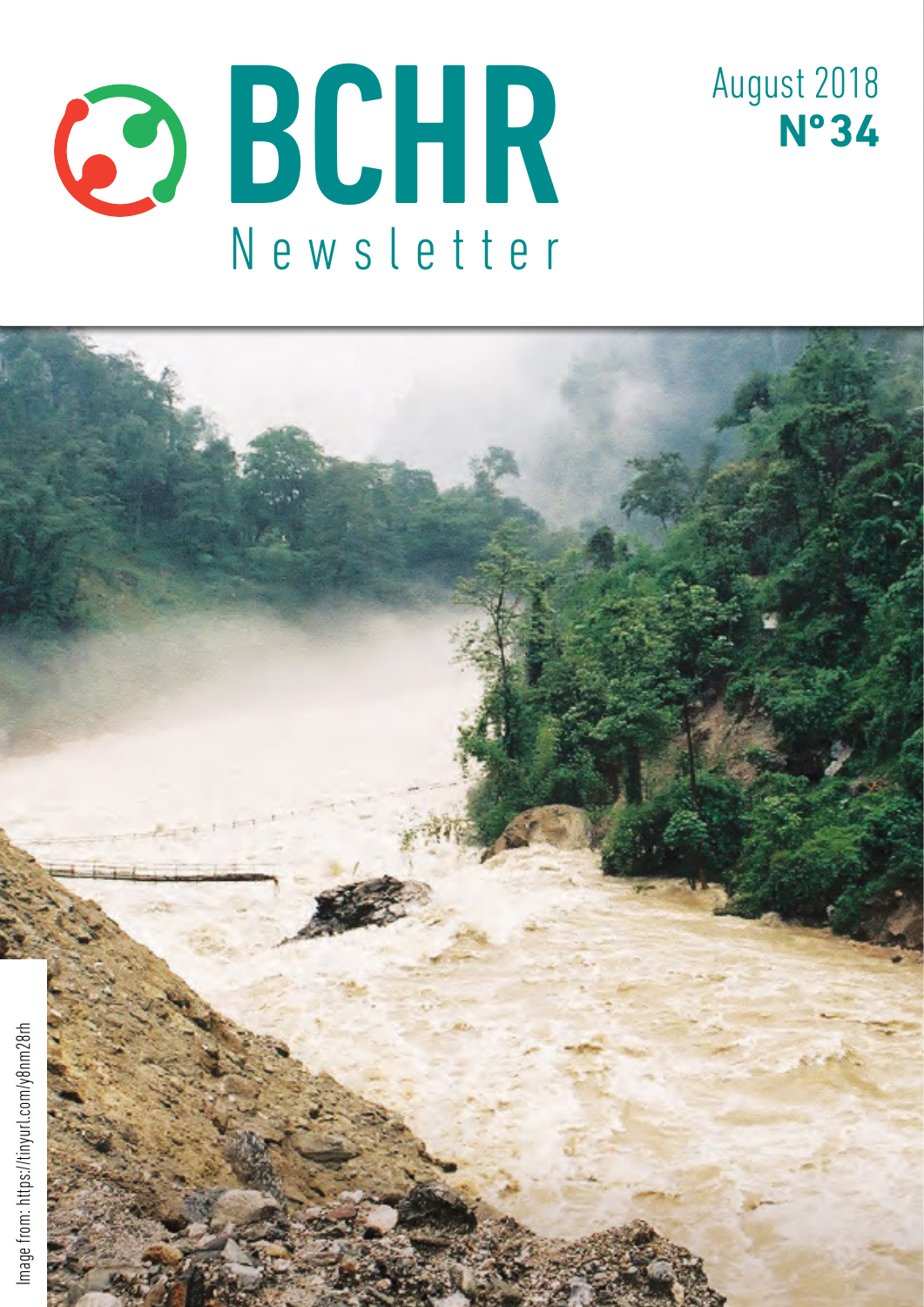# BCHR Newsletter

August 2018
**N° 34**

Image from: https://tinyurl.com/y8nm28rh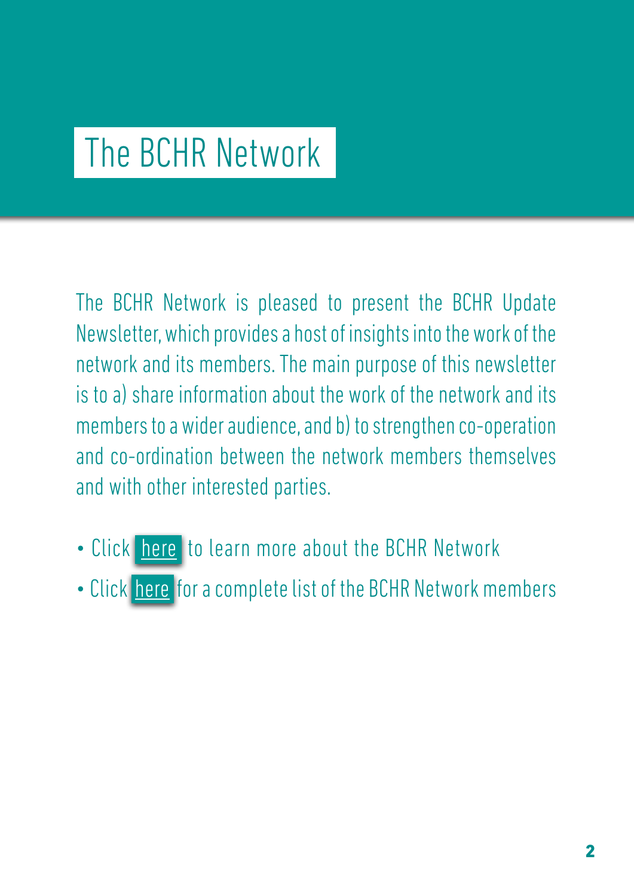# The BCHR Network

The BCHR Network is pleased to present the BCHR Update Newsletter, which provides a host of insights into the work of the network and its members. The main purpose of this newsletter is to a) share information about the work of the network and its members to a wider audience, and b) to strengthen co-operation and co-ordination between the network members themselves and with other interested parties.

- Click here to learn more about the BCHR Network
- Click here for a complete list of the BCHR Network members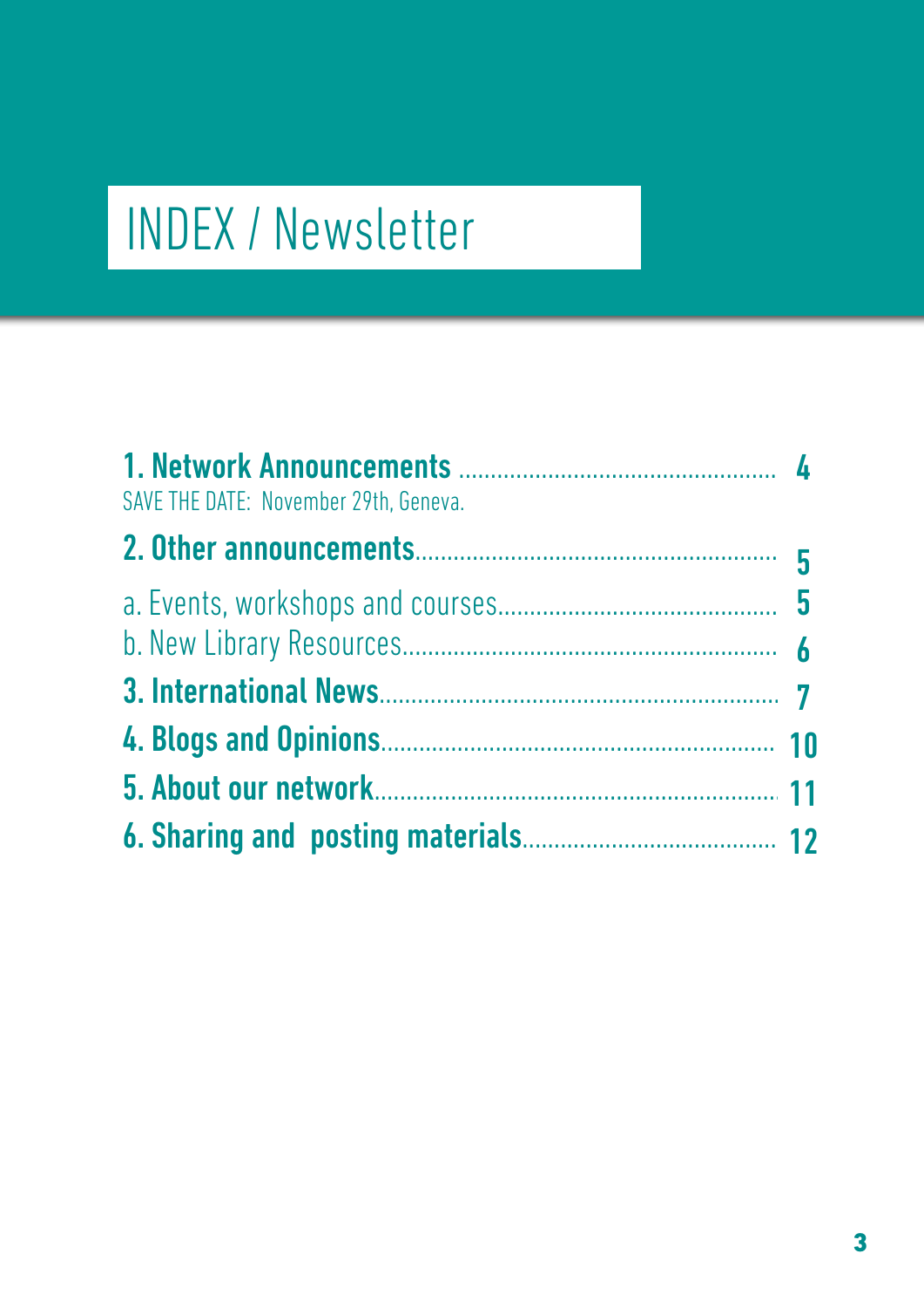# INDEX / Newsletter

**1. Network Announcements** .................................................. **4**
SAVE THE DATE: November 29th, Geneva.

**2. Other announcements**......................................................... **5**

a. Events, workshops and courses............................................ **5**
b. New Library Resources.......................................................... **6**

**3. International News**.............................................................. **7**

**4. Blogs and Opinions**............................................................. **10**

**5. About our network**................................................................ **11**

**6. Sharing and posting materials**........................................ **12**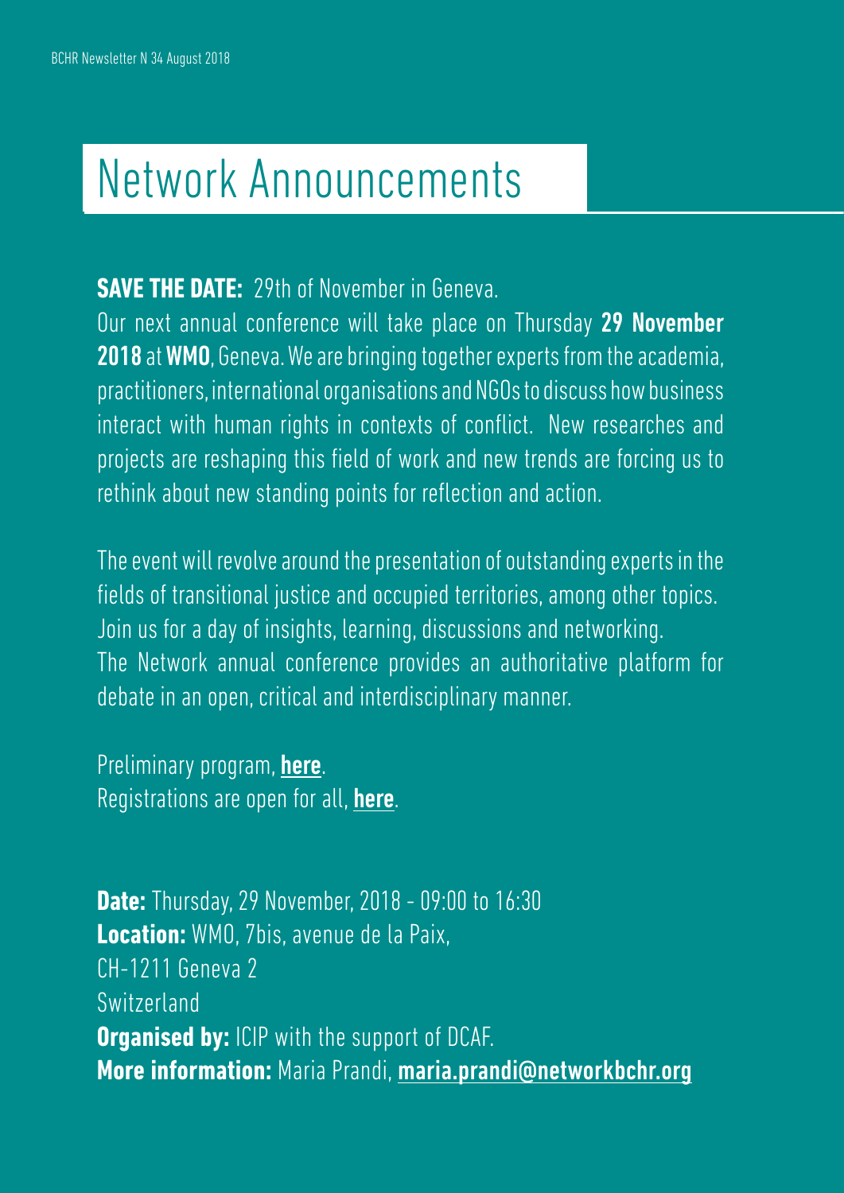# Network Announcements

**SAVE THE DATE:** 29th of November in Geneva.

Our next annual conference will take place on Thursday **29 November 2018** at **WMO**, Geneva. We are bringing together experts from the academia, practitioners, international organisations and NGOs to discuss how business interact with human rights in contexts of conflict. New researches and projects are reshaping this field of work and new trends are forcing us to rethink about new standing points for reflection and action.

The event will revolve around the presentation of outstanding experts in the fields of transitional justice and occupied territories, among other topics. Join us for a day of insights, learning, discussions and networking.
The Network annual conference provides an authoritative platform for debate in an open, critical and interdisciplinary manner.

Preliminary program, **here**.
Registrations are open for all, **here**.

**Date:** Thursday, 29 November, 2018 - 09:00 to 16:30
**Location:** WMO, 7bis, avenue de la Paix,
CH-1211 Geneva 2
Switzerland
**Organised by:** ICIP with the support of DCAF.
**More information:** Maria Prandi, **maria.prandi@networkbchr.org**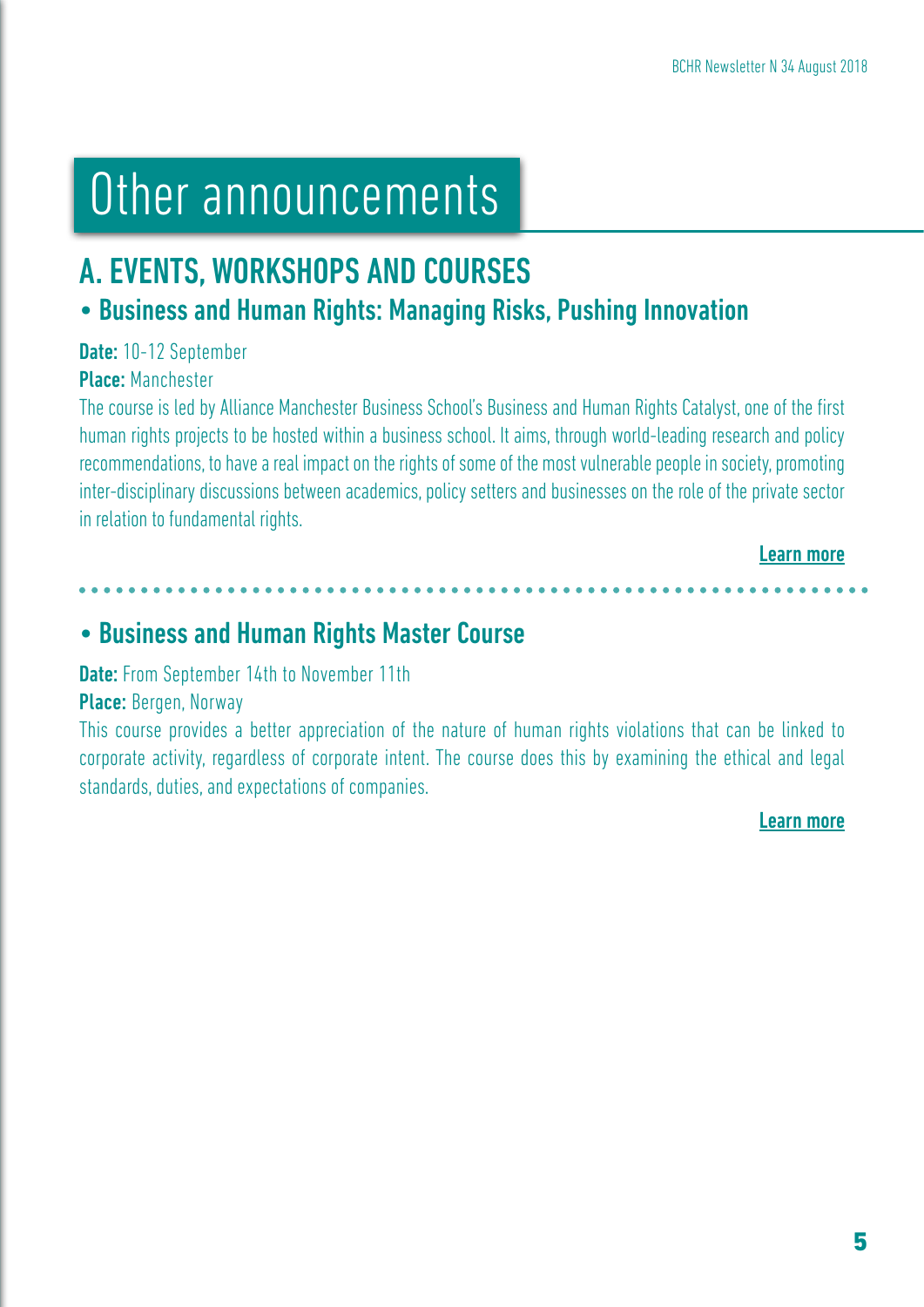# Other announcements

## A. EVENTS, WORKSHOPS AND COURSES

### • Business and Human Rights: Managing Risks, Pushing Innovation

**Date:** 10-12 September

**Place:** Manchester

The course is led by Alliance Manchester Business School's Business and Human Rights Catalyst, one of the first human rights projects to be hosted within a business school. It aims, through world-leading research and policy recommendations, to have a real impact on the rights of some of the most vulnerable people in society, promoting inter-disciplinary discussions between academics, policy setters and businesses on the role of the private sector in relation to fundamental rights.

**Learn more**

### • Business and Human Rights Master Course

**Date:** From September 14th to November 11th

**Place:** Bergen, Norway

This course provides a better appreciation of the nature of human rights violations that can be linked to corporate activity, regardless of corporate intent. The course does this by examining the ethical and legal standards, duties, and expectations of companies.

**Learn more**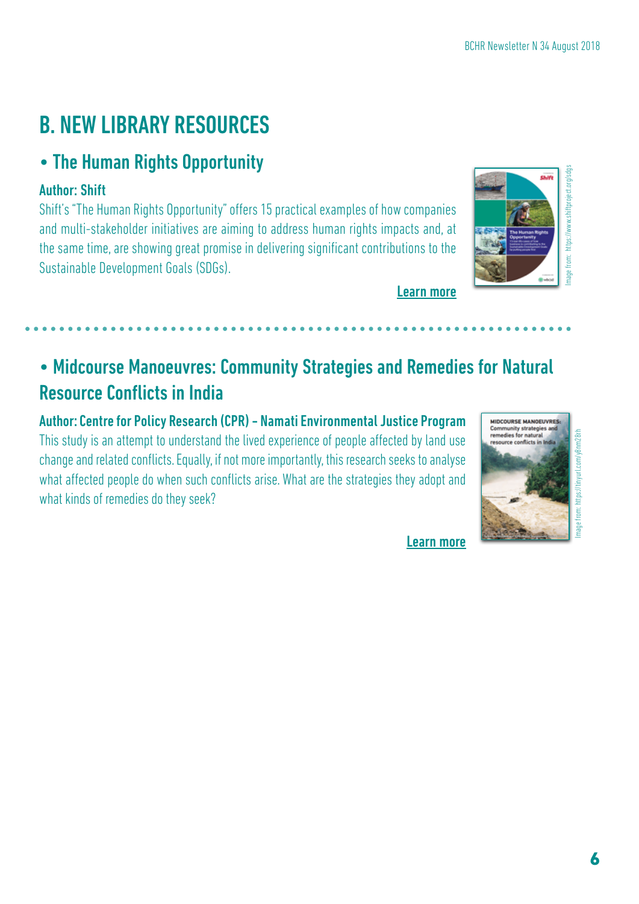# B. NEW LIBRARY RESOURCES

## • The Human Rights Opportunity

**Author: Shift**

Shift's "The Human Rights Opportunity" offers 15 practical examples of how companies and multi-stakeholder initiatives are aiming to address human rights impacts and, at the same time, are showing great promise in delivering significant contributions to the Sustainable Development Goals (SDGs).

Learn more

Image from: https://www.shiftproject.org/sdgs

## • Midcourse Manoeuvres: Community Strategies and Remedies for Natural Resource Conflicts in India

**Author: Centre for Policy Research (CPR) – Namati Environmental Justice Program**

This study is an attempt to understand the lived experience of people affected by land use change and related conflicts. Equally, if not more importantly, this research seeks to analyse what affected people do when such conflicts arise. What are the strategies they adopt and what kinds of remedies do they seek?

Learn more

Image from: https://tinyurl.com/y8nm28rh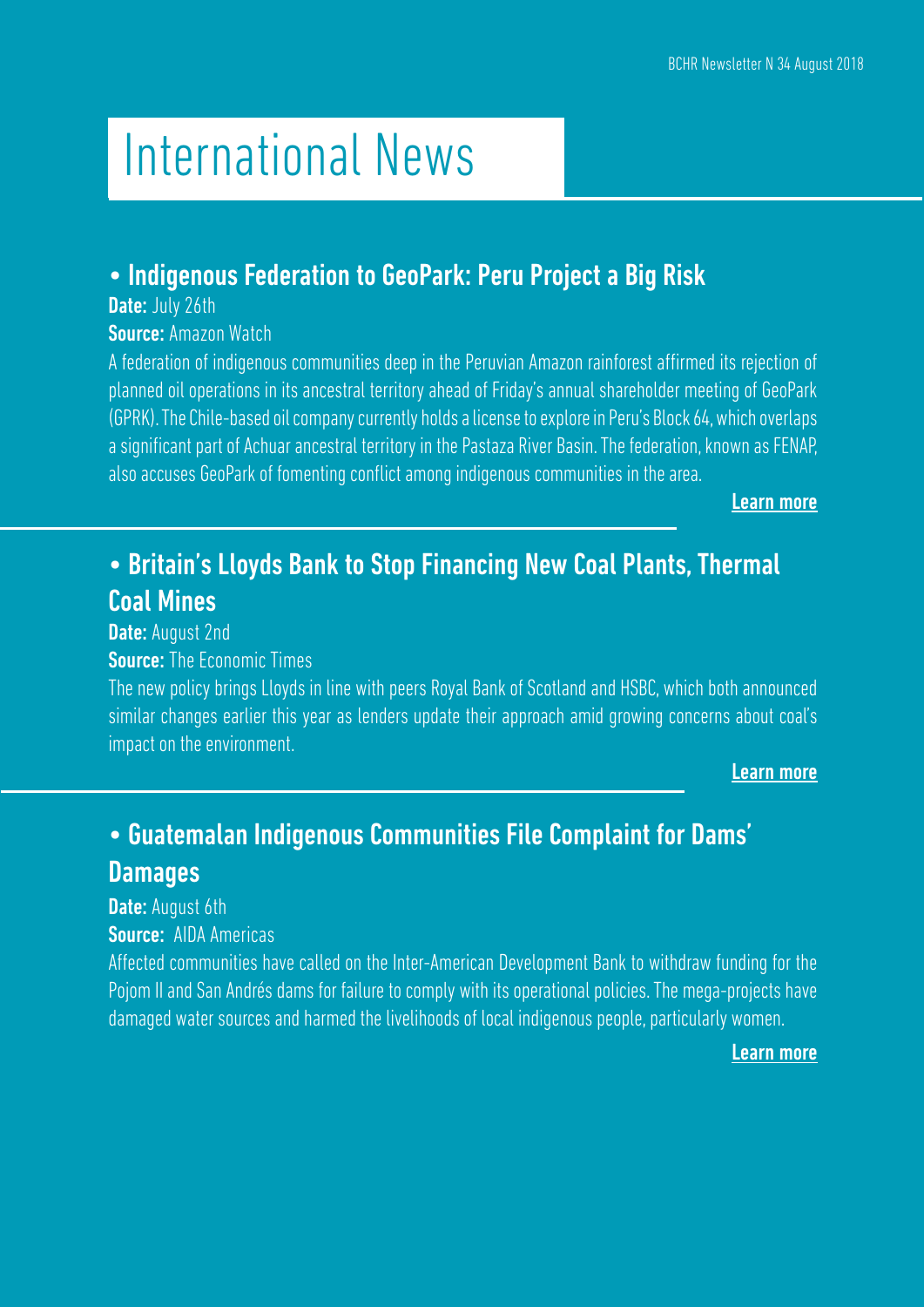# International News

## • Indigenous Federation to GeoPark: Peru Project a Big Risk

**Date:** July 26th

**Source:** Amazon Watch

A federation of indigenous communities deep in the Peruvian Amazon rainforest affirmed its rejection of planned oil operations in its ancestral territory ahead of Friday's annual shareholder meeting of GeoPark (GPRK). The Chile-based oil company currently holds a license to explore in Peru's Block 64, which overlaps a significant part of Achuar ancestral territory in the Pastaza River Basin. The federation, known as FENAP, also accuses GeoPark of fomenting conflict among indigenous communities in the area.

**Learn more**

## • Britain's Lloyds Bank to Stop Financing New Coal Plants, Thermal Coal Mines

**Date:** August 2nd

**Source:** The Economic Times

The new policy brings Lloyds in line with peers Royal Bank of Scotland and HSBC, which both announced similar changes earlier this year as lenders update their approach amid growing concerns about coal's impact on the environment.

**Learn more**

## • Guatemalan Indigenous Communities File Complaint for Dams' Damages

**Date:** August 6th

**Source:** AIDA Americas

Affected communities have called on the Inter-American Development Bank to withdraw funding for the Pojom II and San Andrés dams for failure to comply with its operational policies. The mega-projects have damaged water sources and harmed the livelihoods of local indigenous people, particularly women.

**Learn more**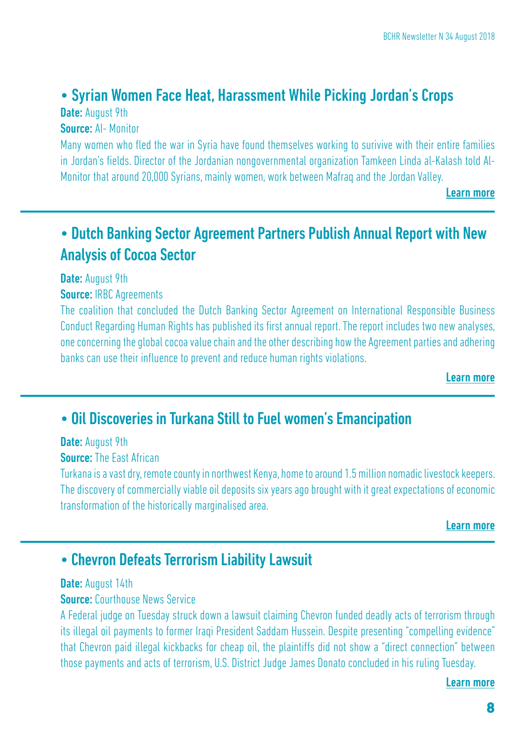## • Syrian Women Face Heat, Harassment While Picking Jordan's Crops

**Date:** August 9th

**Source:** Al- Monitor

Many women who fled the war in Syria have found themselves working to surivive with their entire families in Jordan's fields. Director of the Jordanian nongovernmental organization Tamkeen Linda al-Kalash told Al-Monitor that around 20,000 Syrians, mainly women, work between Mafraq and the Jordan Valley.

**Learn more**

---

## • Dutch Banking Sector Agreement Partners Publish Annual Report with New Analysis of Cocoa Sector

**Date:** August 9th

**Source:** IRBC Agreements

The coalition that concluded the Dutch Banking Sector Agreement on International Responsible Business Conduct Regarding Human Rights has published its first annual report. The report includes two new analyses, one concerning the global cocoa value chain and the other describing how the Agreement parties and adhering banks can use their influence to prevent and reduce human rights violations.

**Learn more**

---

## • Oil Discoveries in Turkana Still to Fuel women's Emancipation

**Date:** August 9th

**Source:** The East African

Turkana is a vast dry, remote county in northwest Kenya, home to around 1.5 million nomadic livestock keepers. The discovery of commercially viable oil deposits six years ago brought with it great expectations of economic transformation of the historically marginalised area.

**Learn more**

---

## • Chevron Defeats Terrorism Liability Lawsuit

**Date:** August 14th

**Source:** Courthouse News Service

A Federal judge on Tuesday struck down a lawsuit claiming Chevron funded deadly acts of terrorism through its illegal oil payments to former Iraqi President Saddam Hussein. Despite presenting "compelling evidence" that Chevron paid illegal kickbacks for cheap oil, the plaintiffs did not show a "direct connection" between those payments and acts of terrorism, U.S. District Judge James Donato concluded in his ruling Tuesday.

**Learn more**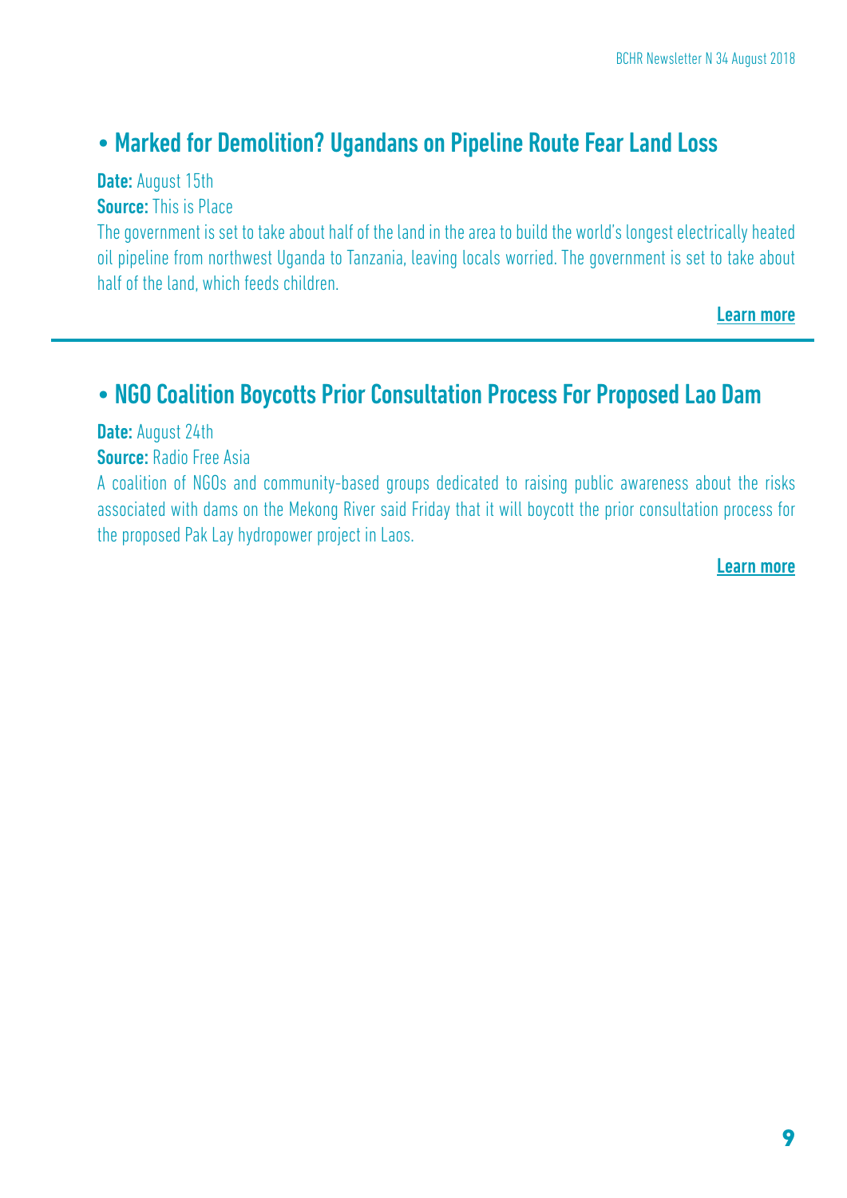## • Marked for Demolition? Ugandans on Pipeline Route Fear Land Loss

**Date:** August 15th

**Source:** This is Place

The government is set to take about half of the land in the area to build the world's longest electrically heated oil pipeline from northwest Uganda to Tanzania, leaving locals worried. The government is set to take about half of the land, which feeds children.

**Learn more**

---

## • NGO Coalition Boycotts Prior Consultation Process For Proposed Lao Dam

**Date:** August 24th

**Source:** Radio Free Asia

A coalition of NGOs and community-based groups dedicated to raising public awareness about the risks associated with dams on the Mekong River said Friday that it will boycott the prior consultation process for the proposed Pak Lay hydropower project in Laos.

**Learn more**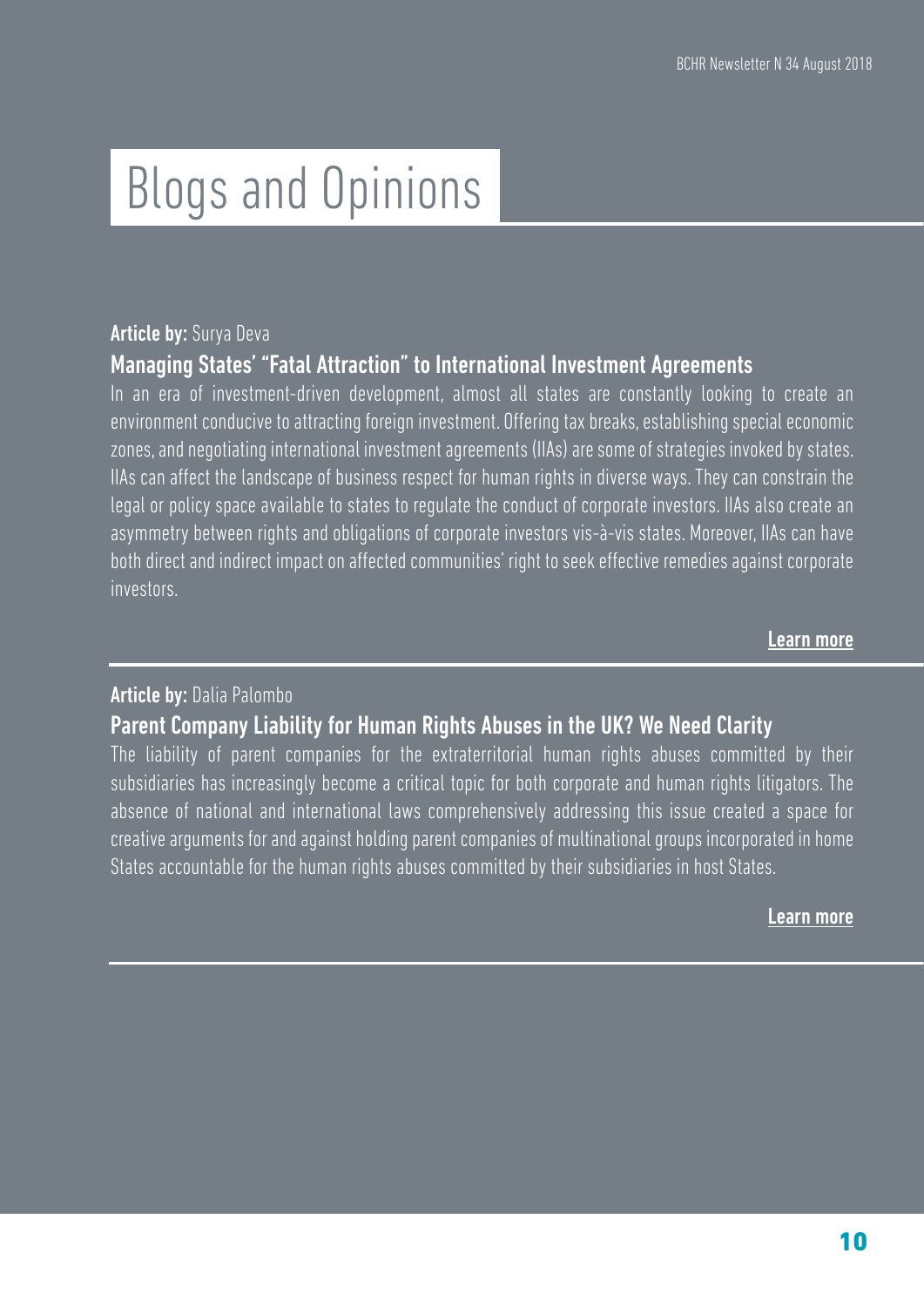# Blogs and Opinions

**Article by:** Surya Deva

### Managing States' "Fatal Attraction" to International Investment Agreements

In an era of investment-driven development, almost all states are constantly looking to create an environment conducive to attracting foreign investment. Offering tax breaks, establishing special economic zones, and negotiating international investment agreements (IIAs) are some of strategies invoked by states. IIAs can affect the landscape of business respect for human rights in diverse ways. They can constrain the legal or policy space available to states to regulate the conduct of corporate investors. IIAs also create an asymmetry between rights and obligations of corporate investors vis-à-vis states. Moreover, IIAs can have both direct and indirect impact on affected communities' right to seek effective remedies against corporate investors.

**Learn more**

---

**Article by:** Dalia Palombo

### Parent Company Liability for Human Rights Abuses in the UK? We Need Clarity

The liability of parent companies for the extraterritorial human rights abuses committed by their subsidiaries has increasingly become a critical topic for both corporate and human rights litigators. The absence of national and international laws comprehensively addressing this issue created a space for creative arguments for and against holding parent companies of multinational groups incorporated in home States accountable for the human rights abuses committed by their subsidiaries in host States.

**Learn more**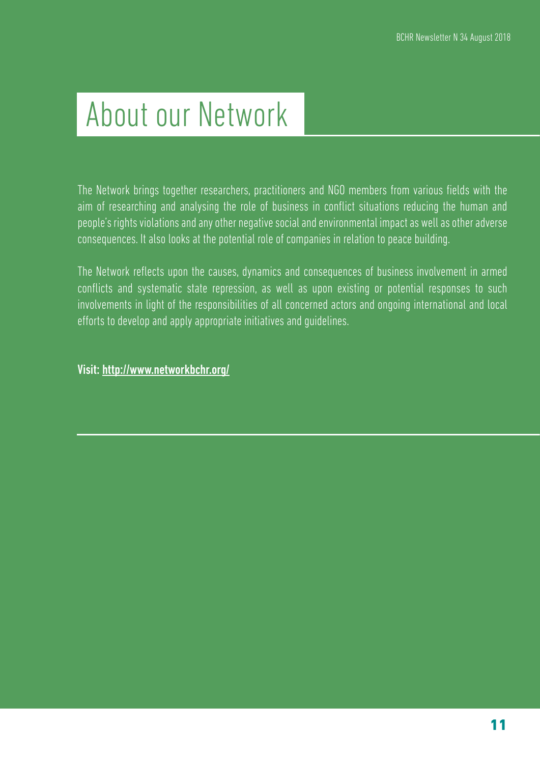# About our Network

The Network brings together researchers, practitioners and NGO members from various fields with the aim of researching and analysing the role of business in conflict situations reducing the human and people's rights violations and any other negative social and environmental impact as well as other adverse consequences. It also looks at the potential role of companies in relation to peace building.

The Network reflects upon the causes, dynamics and consequences of business involvement in armed conflicts and systematic state repression, as well as upon existing or potential responses to such involvements in light of the responsibilities of all concerned actors and ongoing international and local efforts to develop and apply appropriate initiatives and guidelines.

**Visit: http://www.networkbchr.org/**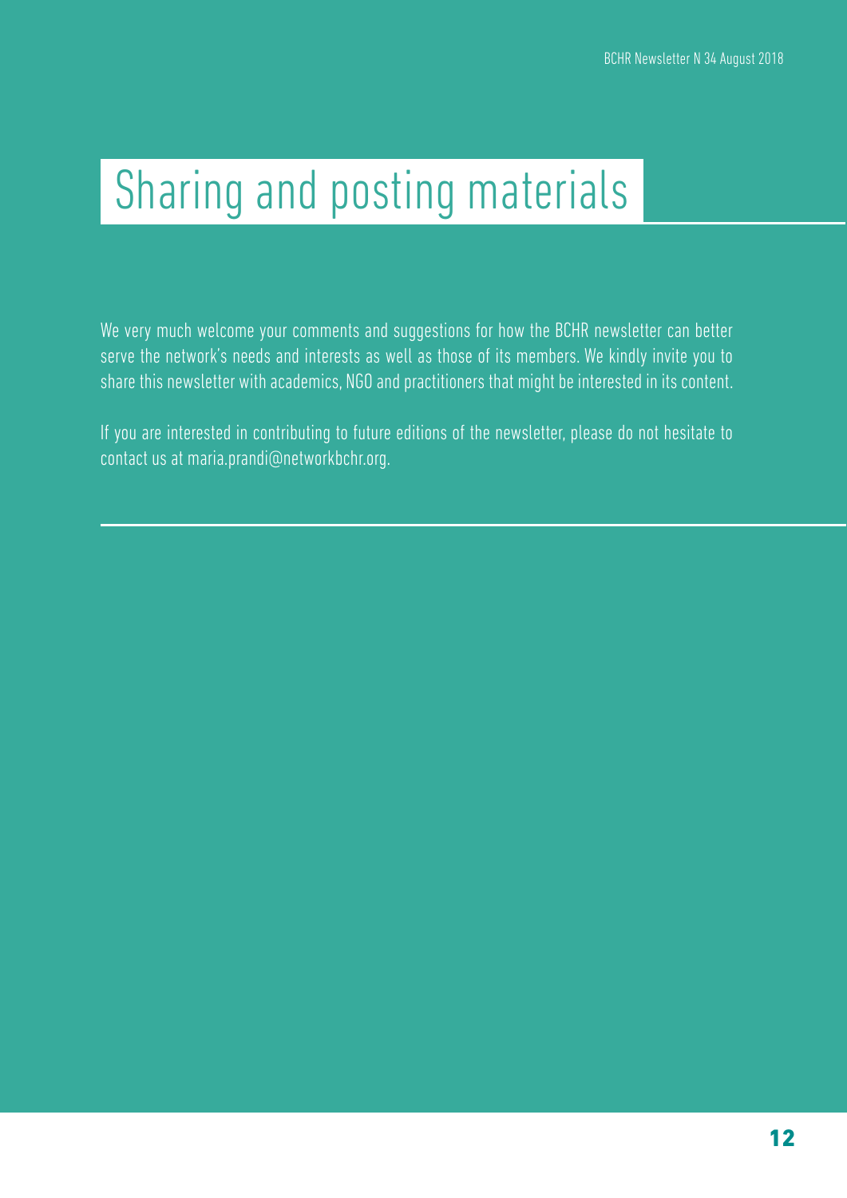# Sharing and posting materials

We very much welcome your comments and suggestions for how the BCHR newsletter can better serve the network's needs and interests as well as those of its members. We kindly invite you to share this newsletter with academics, NGO and practitioners that might be interested in its content.

If you are interested in contributing to future editions of the newsletter, please do not hesitate to contact us at maria.prandi@networkbchr.org.